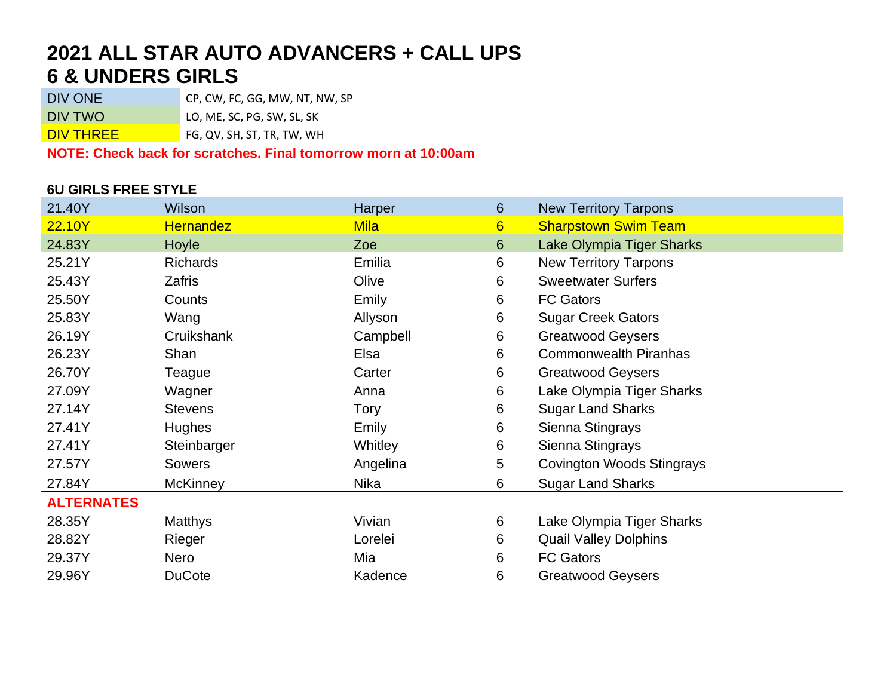# 2021 ALL STAR AUTO ADVANCERS + CALL UPS
# 6 & UNDERS GIRLS

| | |
|---|---|
| DIV ONE | CP, CW, FC, GG, MW, NT, NW, SP |
| DIV TWO | LO, ME, SC, PG, SW, SL, SK |
| DIV THREE | FG, QV, SH, ST, TR, TW, WH |

**NOTE: Check back for scratches. Final tomorrow morn at 10:00am**

### 6U GIRLS FREE STYLE

| Time | Last Name | First Name | Age | Team |
|---|---|---|---|---|
| 21.40Y | Wilson | Harper | 6 | New Territory Tarpons |
| 22.10Y | Hernandez | Mila | 6 | Sharpstown Swim Team |
| 24.83Y | Hoyle | Zoe | 6 | Lake Olympia Tiger Sharks |
| 25.21Y | Richards | Emilia | 6 | New Territory Tarpons |
| 25.43Y | Zafris | Olive | 6 | Sweetwater Surfers |
| 25.50Y | Counts | Emily | 6 | FC Gators |
| 25.83Y | Wang | Allyson | 6 | Sugar Creek Gators |
| 26.19Y | Cruikshank | Campbell | 6 | Greatwood Geysers |
| 26.23Y | Shan | Elsa | 6 | Commonwealth Piranhas |
| 26.70Y | Teague | Carter | 6 | Greatwood Geysers |
| 27.09Y | Wagner | Anna | 6 | Lake Olympia Tiger Sharks |
| 27.14Y | Stevens | Tory | 6 | Sugar Land Sharks |
| 27.41Y | Hughes | Emily | 6 | Sienna Stingrays |
| 27.41Y | Steinbarger | Whitley | 6 | Sienna Stingrays |
| 27.57Y | Sowers | Angelina | 5 | Covington Woods Stingrays |
| 27.84Y | McKinney | Nika | 6 | Sugar Land Sharks |

**ALTERNATES**

| Time | Last Name | First Name | Age | Team |
|---|---|---|---|---|
| 28.35Y | Matthys | Vivian | 6 | Lake Olympia Tiger Sharks |
| 28.82Y | Rieger | Lorelei | 6 | Quail Valley Dolphins |
| 29.37Y | Nero | Mia | 6 | FC Gators |
| 29.96Y | DuCote | Kadence | 6 | Greatwood Geysers |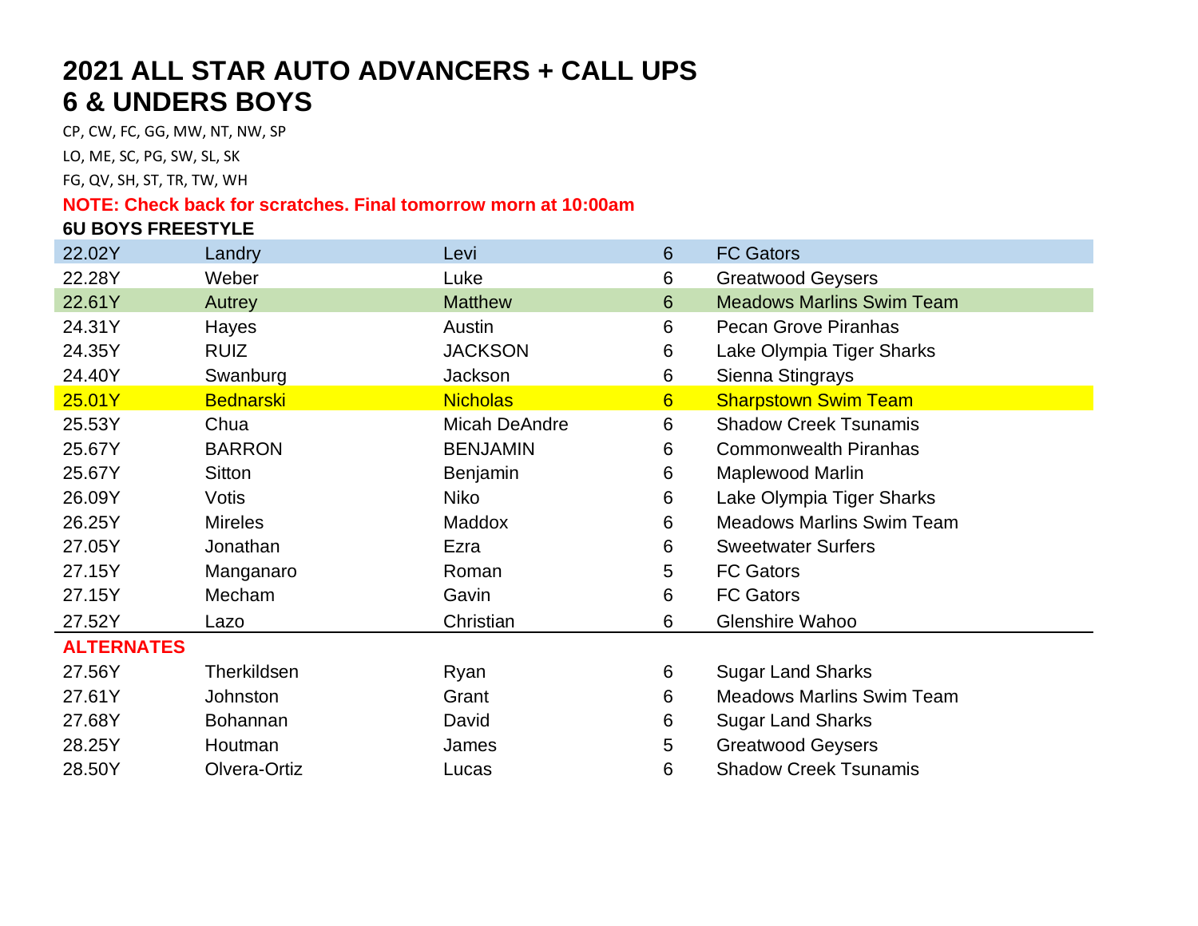# 2021 ALL STAR AUTO ADVANCERS + CALL UPS
# 6 & UNDERS BOYS

CP, CW, FC, GG, MW, NT, NW, SP

LO, ME, SC, PG, SW, SL, SK

FG, QV, SH, ST, TR, TW, WH

**NOTE: Check back for scratches. Final tomorrow morn at 10:00am**

**6U BOYS FREESTYLE**

| | | | | |
|---|---|---|---|---|
| 22.02Y | Landry | Levi | 6 | FC Gators |
| 22.28Y | Weber | Luke | 6 | Greatwood Geysers |
| 22.61Y | Autrey | Matthew | 6 | Meadows Marlins Swim Team |
| 24.31Y | Hayes | Austin | 6 | Pecan Grove Piranhas |
| 24.35Y | RUIZ | JACKSON | 6 | Lake Olympia Tiger Sharks |
| 24.40Y | Swanburg | Jackson | 6 | Sienna Stingrays |
| 25.01Y | Bednarski | Nicholas | 6 | Sharpstown Swim Team |
| 25.53Y | Chua | Micah DeAndre | 6 | Shadow Creek Tsunamis |
| 25.67Y | BARRON | BENJAMIN | 6 | Commonwealth Piranhas |
| 25.67Y | Sitton | Benjamin | 6 | Maplewood Marlin |
| 26.09Y | Votis | Niko | 6 | Lake Olympia Tiger Sharks |
| 26.25Y | Mireles | Maddox | 6 | Meadows Marlins Swim Team |
| 27.05Y | Jonathan | Ezra | 6 | Sweetwater Surfers |
| 27.15Y | Manganaro | Roman | 5 | FC Gators |
| 27.15Y | Mecham | Gavin | 6 | FC Gators |
| 27.52Y | Lazo | Christian | 6 | Glenshire Wahoo |

**ALTERNATES**

| | | | | |
|---|---|---|---|---|
| 27.56Y | Therkildsen | Ryan | 6 | Sugar Land Sharks |
| 27.61Y | Johnston | Grant | 6 | Meadows Marlins Swim Team |
| 27.68Y | Bohannan | David | 6 | Sugar Land Sharks |
| 28.25Y | Houtman | James | 5 | Greatwood Geysers |
| 28.50Y | Olvera-Ortiz | Lucas | 6 | Shadow Creek Tsunamis |